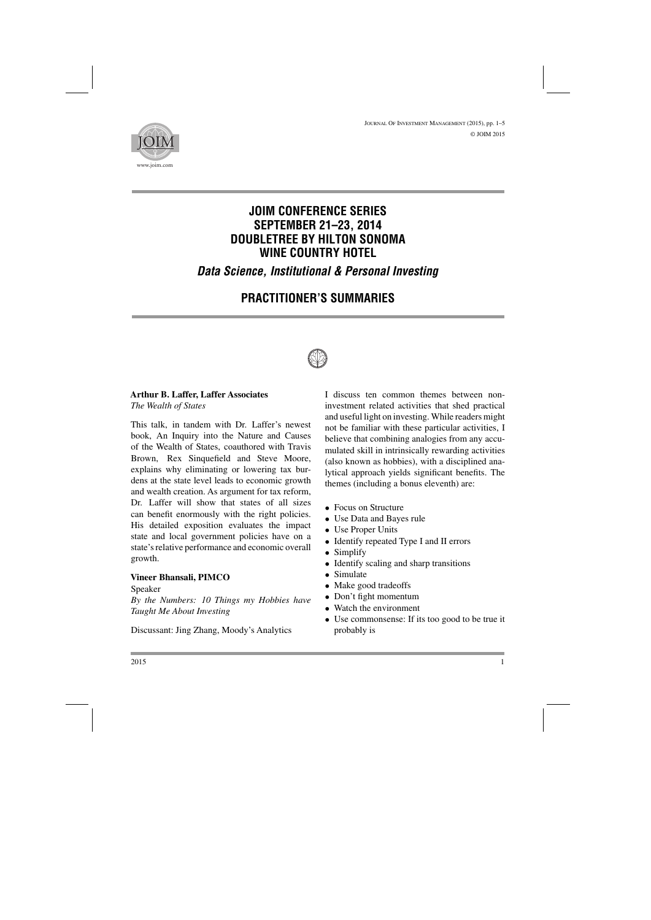# JOIM CONFERENCE SERIES SEPTEMBER 21–23, 2014 DOUBLETREE BY HILTON SONOMA WINE COUNTRY HOTEL

## *Data Science, Institutional & Personal Investing*

## PRACTITIONER'S SUMMARIES

**Arthur B. Laffer, Laffer Associates**
*The Wealth of States*

This talk, in tandem with Dr. Laffer's newest book, An Inquiry into the Nature and Causes of the Wealth of States, coauthored with Travis Brown, Rex Sinquefield and Steve Moore, explains why eliminating or lowering tax burdens at the state level leads to economic growth and wealth creation. As argument for tax reform, Dr. Laffer will show that states of all sizes can benefit enormously with the right policies. His detailed exposition evaluates the impact state and local government policies have on a state's relative performance and economic overall growth.

**Vineer Bhansali, PIMCO**

Speaker

*By the Numbers: 10 Things my Hobbies have Taught Me About Investing*

Discussant: Jing Zhang, Moody's Analytics

I discuss ten common themes between non-investment related activities that shed practical and useful light on investing. While readers might not be familiar with these particular activities, I believe that combining analogies from any accumulated skill in intrinsically rewarding activities (also known as hobbies), with a disciplined analytical approach yields significant benefits. The themes (including a bonus eleventh) are:

- Focus on Structure
- Use Data and Bayes rule
- Use Proper Units
- Identify repeated Type I and II errors
- Simplify
- Identify scaling and sharp transitions
- Simulate
- Make good tradeoffs
- Don't fight momentum
- Watch the environment
- Use commonsense: If its too good to be true it probably is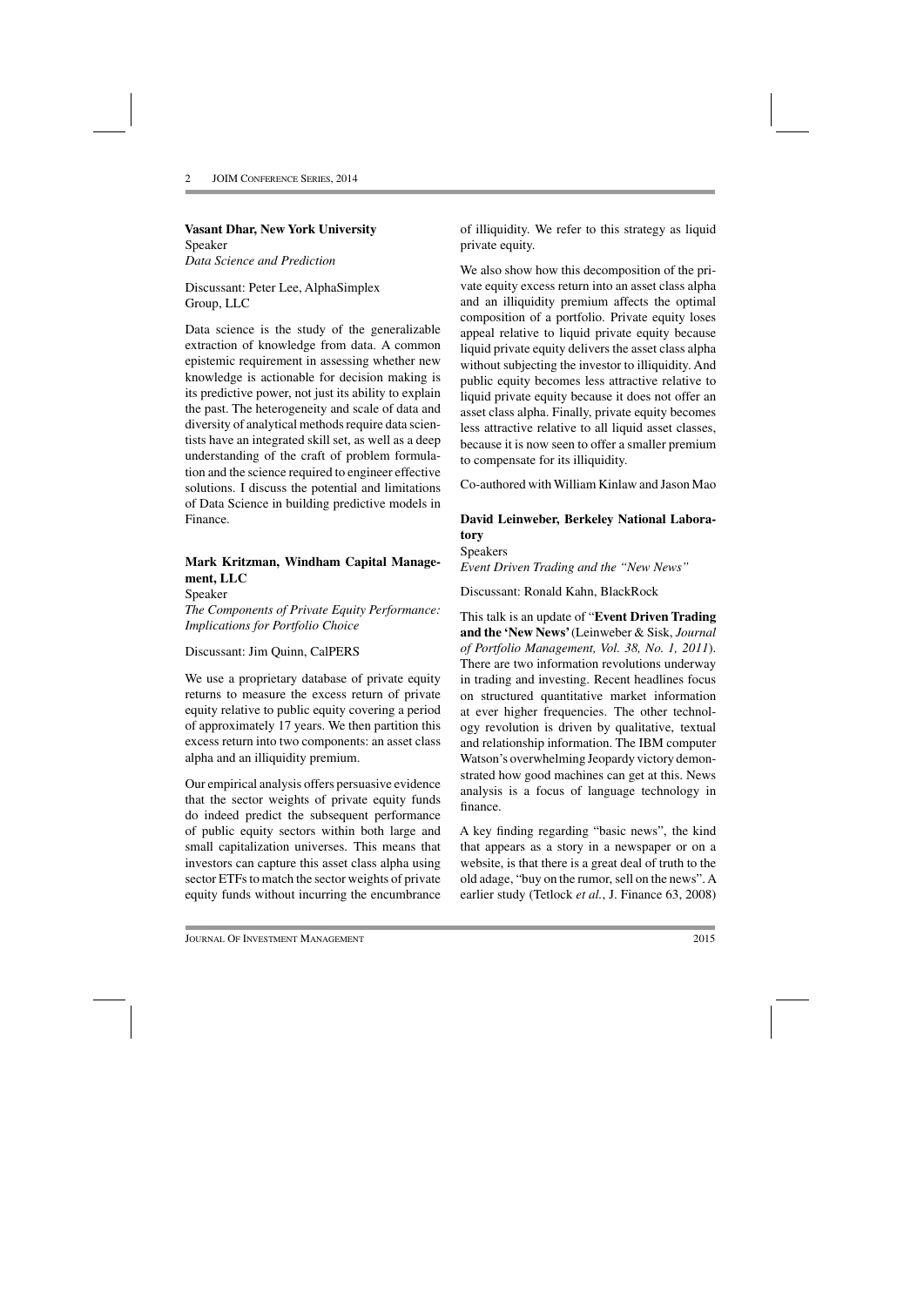**Vasant Dhar, New York University**
Speaker
*Data Science and Prediction*

Discussant: Peter Lee, AlphaSimplex Group, LLC

Data science is the study of the generalizable extraction of knowledge from data. A common epistemic requirement in assessing whether new knowledge is actionable for decision making is its predictive power, not just its ability to explain the past. The heterogeneity and scale of data and diversity of analytical methods require data scientists have an integrated skill set, as well as a deep understanding of the craft of problem formulation and the science required to engineer effective solutions. I discuss the potential and limitations of Data Science in building predictive models in Finance.

**Mark Kritzman, Windham Capital Management, LLC**
Speaker
*The Components of Private Equity Performance: Implications for Portfolio Choice*

Discussant: Jim Quinn, CalPERS

We use a proprietary database of private equity returns to measure the excess return of private equity relative to public equity covering a period of approximately 17 years. We then partition this excess return into two components: an asset class alpha and an illiquidity premium.

Our empirical analysis offers persuasive evidence that the sector weights of private equity funds do indeed predict the subsequent performance of public equity sectors within both large and small capitalization universes. This means that investors can capture this asset class alpha using sector ETFs to match the sector weights of private equity funds without incurring the encumbrance of illiquidity. We refer to this strategy as liquid private equity.

We also show how this decomposition of the private equity excess return into an asset class alpha and an illiquidity premium affects the optimal composition of a portfolio. Private equity loses appeal relative to liquid private equity because liquid private equity delivers the asset class alpha without subjecting the investor to illiquidity. And public equity becomes less attractive relative to liquid private equity because it does not offer an asset class alpha. Finally, private equity becomes less attractive relative to all liquid asset classes, because it is now seen to offer a smaller premium to compensate for its illiquidity.

Co-authored with William Kinlaw and Jason Mao

**David Leinweber, Berkeley National Laboratory**
Speakers
*Event Driven Trading and the "New News"*

Discussant: Ronald Kahn, BlackRock

This talk is an update of "**Event Driven Trading and the 'New News'** (Leinweber & Sisk, *Journal of Portfolio Management, Vol. 38, No. 1, 2011*). There are two information revolutions underway in trading and investing. Recent headlines focus on structured quantitative market information at ever higher frequencies. The other technology revolution is driven by qualitative, textual and relationship information. The IBM computer Watson's overwhelming Jeopardy victory demonstrated how good machines can get at this. News analysis is a focus of language technology in finance.

A key finding regarding "basic news", the kind that appears as a story in a newspaper or on a website, is that there is a great deal of truth to the old adage, "buy on the rumor, sell on the news". A earlier study (Tetlock *et al.*, J. Finance 63, 2008)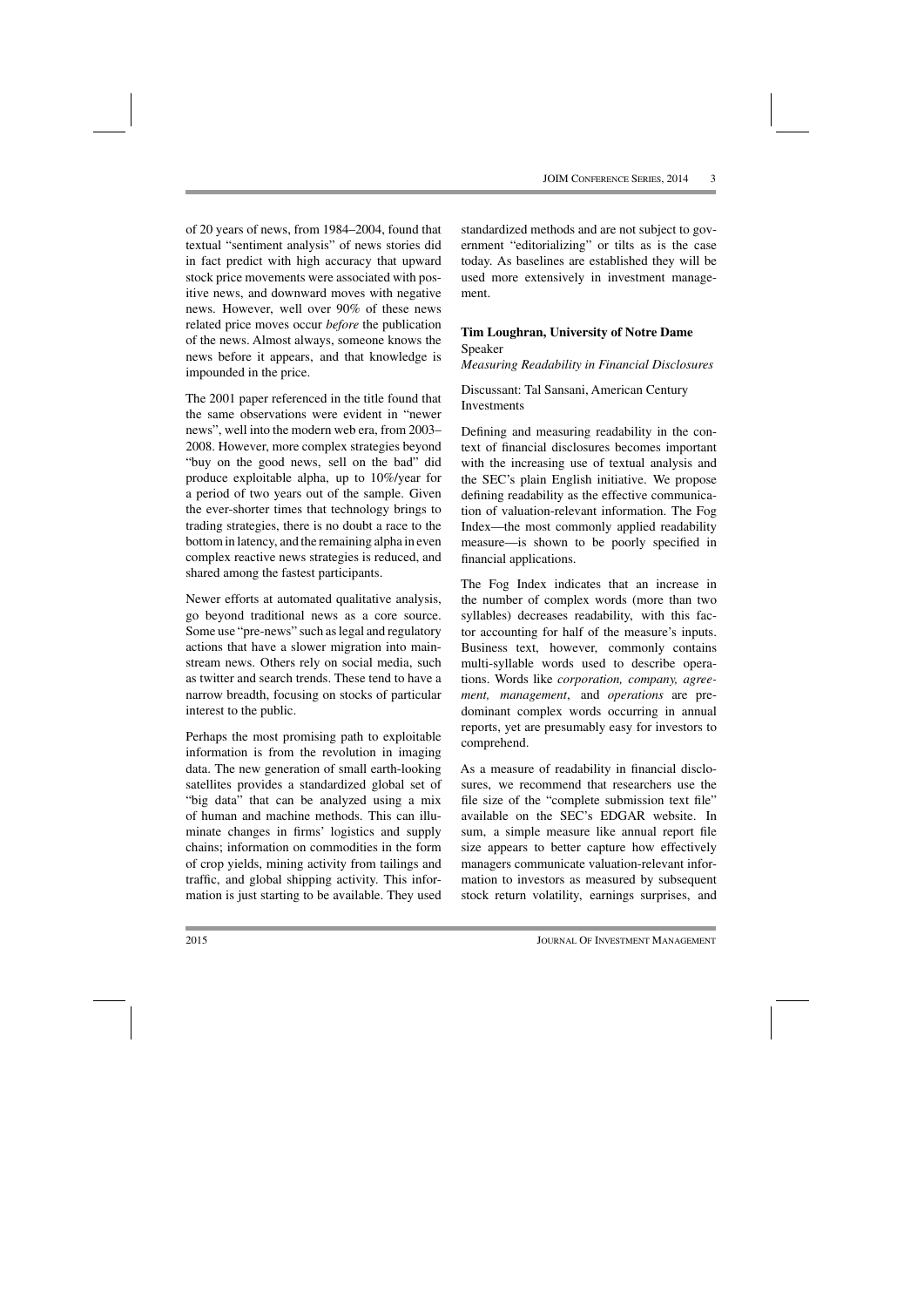of 20 years of news, from 1984–2004, found that textual "sentiment analysis" of news stories did in fact predict with high accuracy that upward stock price movements were associated with positive news, and downward moves with negative news. However, well over 90% of these news related price moves occur *before* the publication of the news. Almost always, someone knows the news before it appears, and that knowledge is impounded in the price.

The 2001 paper referenced in the title found that the same observations were evident in "newer news", well into the modern web era, from 2003–2008. However, more complex strategies beyond "buy on the good news, sell on the bad" did produce exploitable alpha, up to 10%/year for a period of two years out of the sample. Given the ever-shorter times that technology brings to trading strategies, there is no doubt a race to the bottom in latency, and the remaining alpha in even complex reactive news strategies is reduced, and shared among the fastest participants.

Newer efforts at automated qualitative analysis, go beyond traditional news as a core source. Some use "pre-news" such as legal and regulatory actions that have a slower migration into mainstream news. Others rely on social media, such as twitter and search trends. These tend to have a narrow breadth, focusing on stocks of particular interest to the public.

Perhaps the most promising path to exploitable information is from the revolution in imaging data. The new generation of small earth-looking satellites provides a standardized global set of "big data" that can be analyzed using a mix of human and machine methods. This can illuminate changes in firms' logistics and supply chains; information on commodities in the form of crop yields, mining activity from tailings and traffic, and global shipping activity. This information is just starting to be available. They used standardized methods and are not subject to government "editorializing" or tilts as is the case today. As baselines are established they will be used more extensively in investment management.

**Tim Loughran, University of Notre Dame**
Speaker
*Measuring Readability in Financial Disclosures*

Discussant: Tal Sansani, American Century Investments

Defining and measuring readability in the context of financial disclosures becomes important with the increasing use of textual analysis and the SEC's plain English initiative. We propose defining readability as the effective communication of valuation-relevant information. The Fog Index—the most commonly applied readability measure—is shown to be poorly specified in financial applications.

The Fog Index indicates that an increase in the number of complex words (more than two syllables) decreases readability, with this factor accounting for half of the measure's inputs. Business text, however, commonly contains multi-syllable words used to describe operations. Words like *corporation, company, agreement, management*, and *operations* are predominant complex words occurring in annual reports, yet are presumably easy for investors to comprehend.

As a measure of readability in financial disclosures, we recommend that researchers use the file size of the "complete submission text file" available on the SEC's EDGAR website. In sum, a simple measure like annual report file size appears to better capture how effectively managers communicate valuation-relevant information to investors as measured by subsequent stock return volatility, earnings surprises, and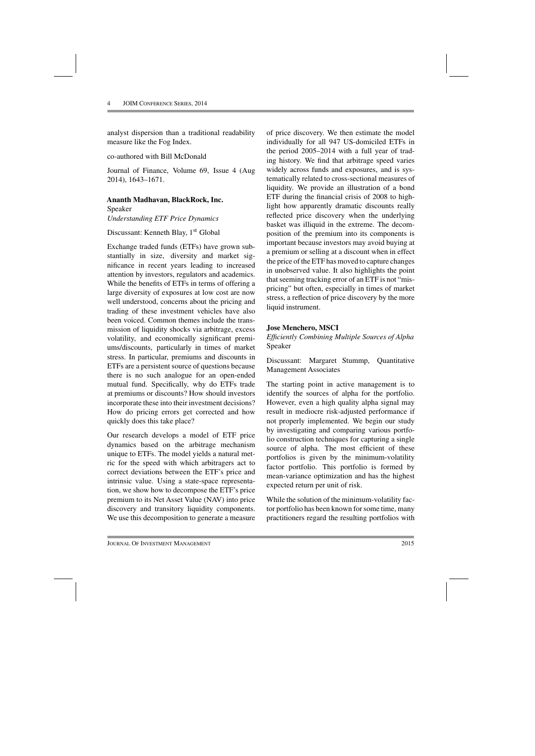analyst dispersion than a traditional readability measure like the Fog Index.

co-authored with Bill McDonald

Journal of Finance, Volume 69, Issue 4 (Aug 2014), 1643–1671.

**Ananth Madhavan, BlackRock, Inc.**
Speaker
*Understanding ETF Price Dynamics*

Discussant: Kenneth Blay, 1[st] Global

Exchange traded funds (ETFs) have grown substantially in size, diversity and market significance in recent years leading to increased attention by investors, regulators and academics. While the benefits of ETFs in terms of offering a large diversity of exposures at low cost are now well understood, concerns about the pricing and trading of these investment vehicles have also been voiced. Common themes include the transmission of liquidity shocks via arbitrage, excess volatility, and economically significant premiums/discounts, particularly in times of market stress. In particular, premiums and discounts in ETFs are a persistent source of questions because there is no such analogue for an open-ended mutual fund. Specifically, why do ETFs trade at premiums or discounts? How should investors incorporate these into their investment decisions? How do pricing errors get corrected and how quickly does this take place?

Our research develops a model of ETF price dynamics based on the arbitrage mechanism unique to ETFs. The model yields a natural metric for the speed with which arbitragers act to correct deviations between the ETF's price and intrinsic value. Using a state-space representation, we show how to decompose the ETF's price premium to its Net Asset Value (NAV) into price discovery and transitory liquidity components. We use this decomposition to generate a measure of price discovery. We then estimate the model individually for all 947 US-domiciled ETFs in the period 2005–2014 with a full year of trading history. We find that arbitrage speed varies widely across funds and exposures, and is systematically related to cross-sectional measures of liquidity. We provide an illustration of a bond ETF during the financial crisis of 2008 to highlight how apparently dramatic discounts really reflected price discovery when the underlying basket was illiquid in the extreme. The decomposition of the premium into its components is important because investors may avoid buying at a premium or selling at a discount when in effect the price of the ETF has moved to capture changes in unobserved value. It also highlights the point that seeming tracking error of an ETF is not "mispricing" but often, especially in times of market stress, a reflection of price discovery by the more liquid instrument.

**Jose Menchero, MSCI**
*Efficiently Combining Multiple Sources of Alpha*
Speaker

Discussant: Margaret Stummp, Quantitative Management Associates

The starting point in active management is to identify the sources of alpha for the portfolio. However, even a high quality alpha signal may result in mediocre risk-adjusted performance if not properly implemented. We begin our study by investigating and comparing various portfolio construction techniques for capturing a single source of alpha. The most efficient of these portfolios is given by the minimum-volatility factor portfolio. This portfolio is formed by mean-variance optimization and has the highest expected return per unit of risk.

While the solution of the minimum-volatility factor portfolio has been known for some time, many practitioners regard the resulting portfolios with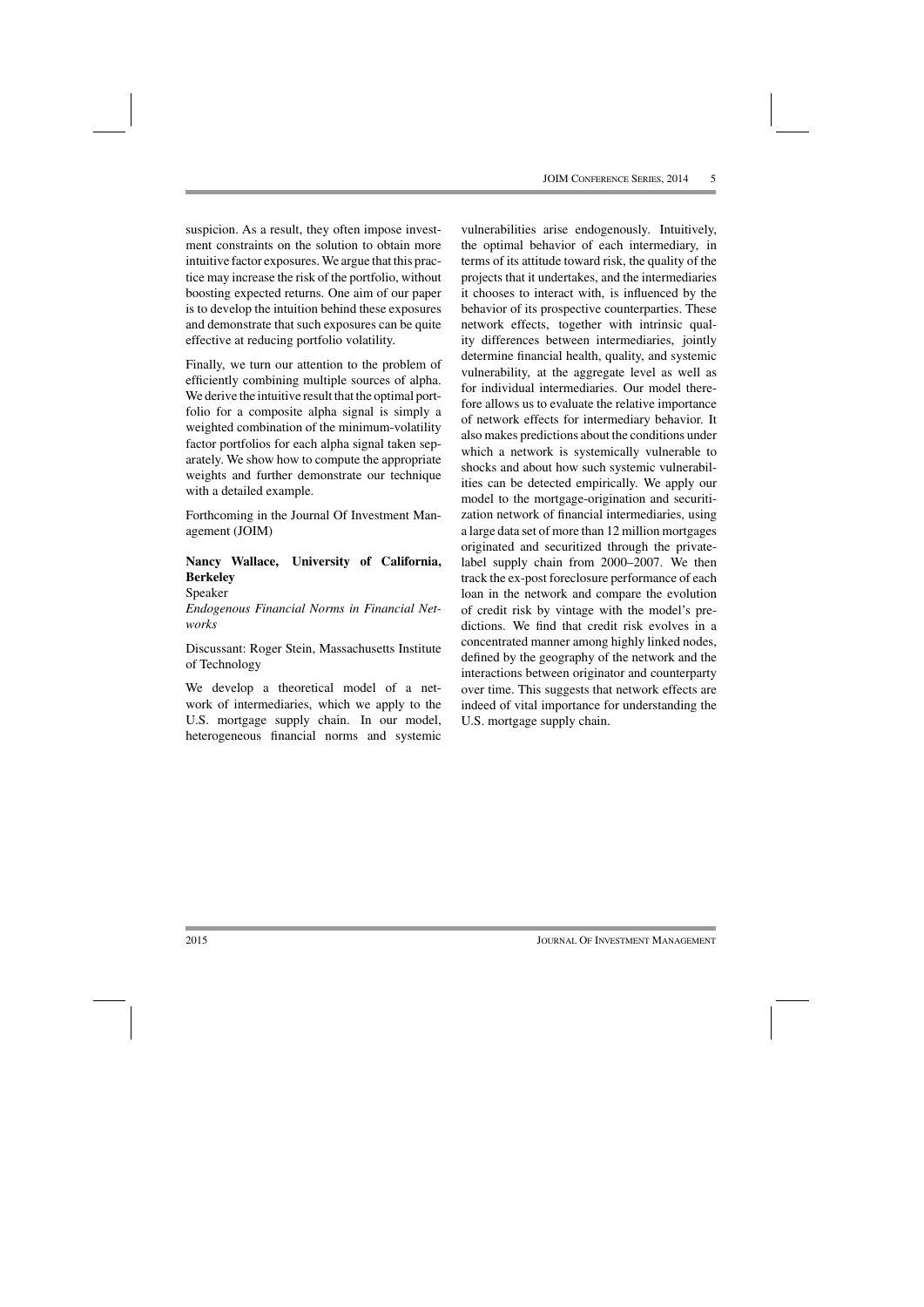suspicion. As a result, they often impose investment constraints on the solution to obtain more intuitive factor exposures. We argue that this practice may increase the risk of the portfolio, without boosting expected returns. One aim of our paper is to develop the intuition behind these exposures and demonstrate that such exposures can be quite effective at reducing portfolio volatility.

Finally, we turn our attention to the problem of efficiently combining multiple sources of alpha. We derive the intuitive result that the optimal portfolio for a composite alpha signal is simply a weighted combination of the minimum-volatility factor portfolios for each alpha signal taken separately. We show how to compute the appropriate weights and further demonstrate our technique with a detailed example.

Forthcoming in the Journal Of Investment Management (JOIM)

**Nancy Wallace, University of California, Berkeley**

Speaker

*Endogenous Financial Norms in Financial Networks*

Discussant: Roger Stein, Massachusetts Institute of Technology

We develop a theoretical model of a network of intermediaries, which we apply to the U.S. mortgage supply chain. In our model, heterogeneous financial norms and systemic vulnerabilities arise endogenously. Intuitively, the optimal behavior of each intermediary, in terms of its attitude toward risk, the quality of the projects that it undertakes, and the intermediaries it chooses to interact with, is influenced by the behavior of its prospective counterparties. These network effects, together with intrinsic quality differences between intermediaries, jointly determine financial health, quality, and systemic vulnerability, at the aggregate level as well as for individual intermediaries. Our model therefore allows us to evaluate the relative importance of network effects for intermediary behavior. It also makes predictions about the conditions under which a network is systemically vulnerable to shocks and about how such systemic vulnerabilities can be detected empirically. We apply our model to the mortgage-origination and securitization network of financial intermediaries, using a large data set of more than 12 million mortgages originated and securitized through the private-label supply chain from 2000–2007. We then track the ex-post foreclosure performance of each loan in the network and compare the evolution of credit risk by vintage with the model's predictions. We find that credit risk evolves in a concentrated manner among highly linked nodes, defined by the geography of the network and the interactions between originator and counterparty over time. This suggests that network effects are indeed of vital importance for understanding the U.S. mortgage supply chain.